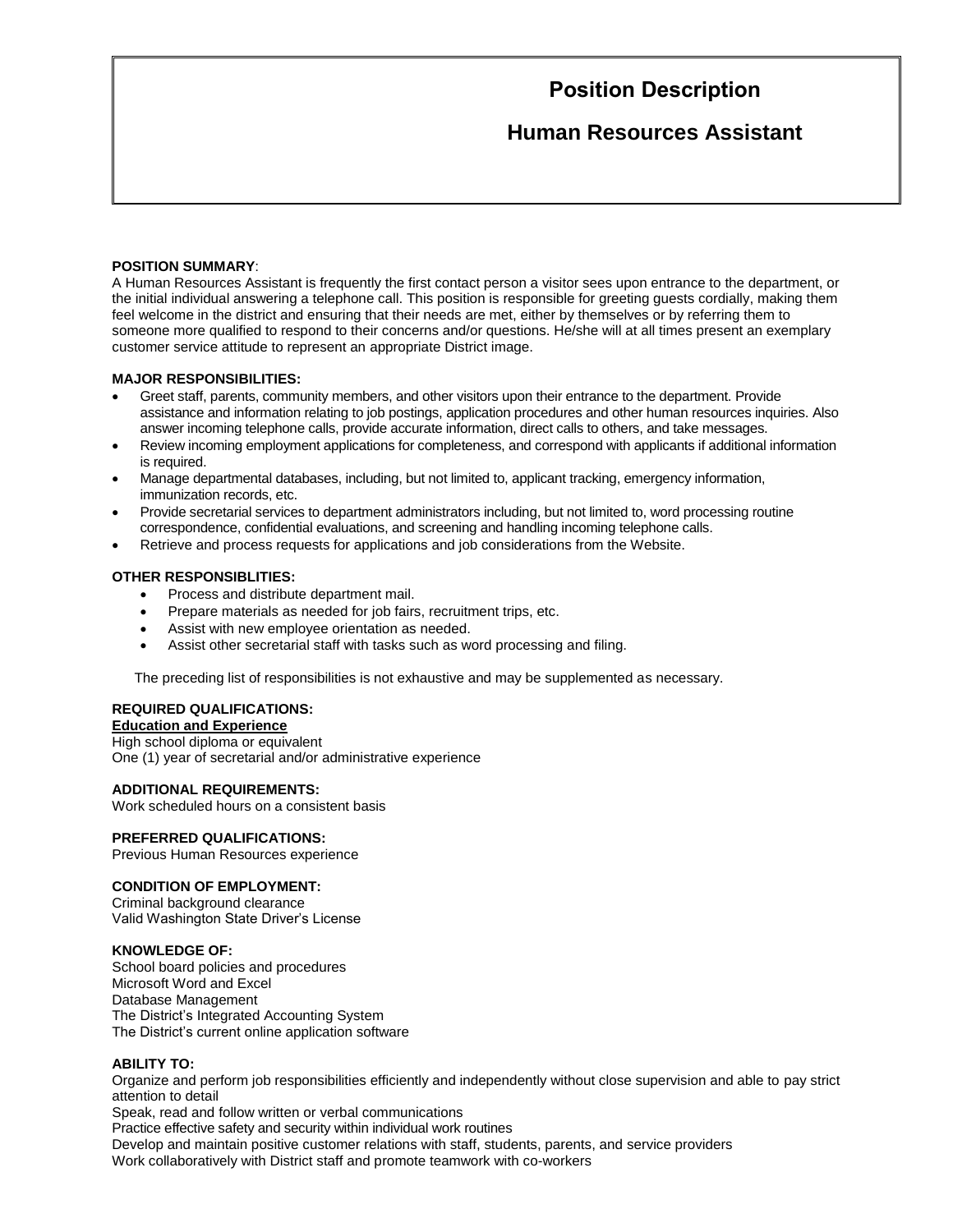# Position Description

## Human Resources Assistant

**POSITION SUMMARY**:
A Human Resources Assistant is frequently the first contact person a visitor sees upon entrance to the department, or the initial individual answering a telephone call. This position is responsible for greeting guests cordially, making them feel welcome in the district and ensuring that their needs are met, either by themselves or by referring them to someone more qualified to respond to their concerns and/or questions. He/she will at all times present an exemplary customer service attitude to represent an appropriate District image.

**MAJOR RESPONSIBILITIES:**

- Greet staff, parents, community members, and other visitors upon their entrance to the department. Provide assistance and information relating to job postings, application procedures and other human resources inquiries. Also answer incoming telephone calls, provide accurate information, direct calls to others, and take messages.
- Review incoming employment applications for completeness, and correspond with applicants if additional information is required.
- Manage departmental databases, including, but not limited to, applicant tracking, emergency information, immunization records, etc.
- Provide secretarial services to department administrators including, but not limited to, word processing routine correspondence, confidential evaluations, and screening and handling incoming telephone calls.
- Retrieve and process requests for applications and job considerations from the Website.

**OTHER RESPONSIBLITIES:**

- Process and distribute department mail.
- Prepare materials as needed for job fairs, recruitment trips, etc.
- Assist with new employee orientation as needed.
- Assist other secretarial staff with tasks such as word processing and filing.

The preceding list of responsibilities is not exhaustive and may be supplemented as necessary.

**REQUIRED QUALIFICATIONS:**

**Education and Experience**

High school diploma or equivalent
One (1) year of secretarial and/or administrative experience

**ADDITIONAL REQUIREMENTS:**

Work scheduled hours on a consistent basis

**PREFERRED QUALIFICATIONS:**

Previous Human Resources experience

**CONDITION OF EMPLOYMENT:**

Criminal background clearance
Valid Washington State Driver's License

**KNOWLEDGE OF:**

School board policies and procedures
Microsoft Word and Excel
Database Management
The District's Integrated Accounting System
The District's current online application software

**ABILITY TO:**

Organize and perform job responsibilities efficiently and independently without close supervision and able to pay strict attention to detail
Speak, read and follow written or verbal communications
Practice effective safety and security within individual work routines
Develop and maintain positive customer relations with staff, students, parents, and service providers
Work collaboratively with District staff and promote teamwork with co-workers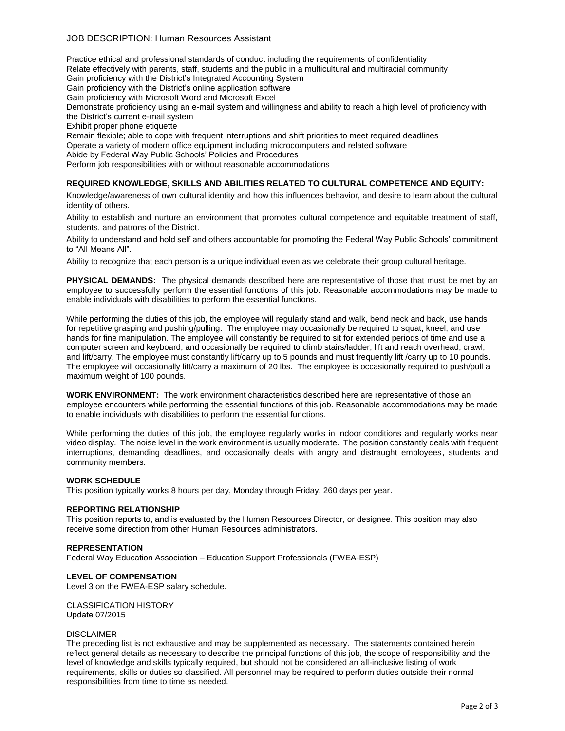JOB DESCRIPTION: Human Resources Assistant

Practice ethical and professional standards of conduct including the requirements of confidentiality
Relate effectively with parents, staff, students and the public in a multicultural and multiracial community
Gain proficiency with the District's Integrated Accounting System
Gain proficiency with the District's online application software
Gain proficiency with Microsoft Word and Microsoft Excel
Demonstrate proficiency using an e-mail system and willingness and ability to reach a high level of proficiency with the District's current e-mail system
Exhibit proper phone etiquette
Remain flexible; able to cope with frequent interruptions and shift priorities to meet required deadlines
Operate a variety of modern office equipment including microcomputers and related software
Abide by Federal Way Public Schools' Policies and Procedures
Perform job responsibilities with or without reasonable accommodations

**REQUIRED KNOWLEDGE, SKILLS AND ABILITIES RELATED TO CULTURAL COMPETENCE AND EQUITY:**

Knowledge/awareness of own cultural identity and how this influences behavior, and desire to learn about the cultural identity of others.

Ability to establish and nurture an environment that promotes cultural competence and equitable treatment of staff, students, and patrons of the District.

Ability to understand and hold self and others accountable for promoting the Federal Way Public Schools' commitment to "All Means All".

Ability to recognize that each person is a unique individual even as we celebrate their group cultural heritage.

**PHYSICAL DEMANDS:** The physical demands described here are representative of those that must be met by an employee to successfully perform the essential functions of this job. Reasonable accommodations may be made to enable individuals with disabilities to perform the essential functions.

While performing the duties of this job, the employee will regularly stand and walk, bend neck and back, use hands for repetitive grasping and pushing/pulling. The employee may occasionally be required to squat, kneel, and use hands for fine manipulation. The employee will constantly be required to sit for extended periods of time and use a computer screen and keyboard, and occasionally be required to climb stairs/ladder, lift and reach overhead, crawl, and lift/carry. The employee must constantly lift/carry up to 5 pounds and must frequently lift /carry up to 10 pounds. The employee will occasionally lift/carry a maximum of 20 lbs. The employee is occasionally required to push/pull a maximum weight of 100 pounds.

**WORK ENVIRONMENT:** The work environment characteristics described here are representative of those an employee encounters while performing the essential functions of this job. Reasonable accommodations may be made to enable individuals with disabilities to perform the essential functions.

While performing the duties of this job, the employee regularly works in indoor conditions and regularly works near video display. The noise level in the work environment is usually moderate. The position constantly deals with frequent interruptions, demanding deadlines, and occasionally deals with angry and distraught employees, students and community members.

**WORK SCHEDULE**

This position typically works 8 hours per day, Monday through Friday, 260 days per year.

**REPORTING RELATIONSHIP**

This position reports to, and is evaluated by the Human Resources Director, or designee. This position may also receive some direction from other Human Resources administrators.

**REPRESENTATION**

Federal Way Education Association – Education Support Professionals (FWEA-ESP)

**LEVEL OF COMPENSATION**

Level 3 on the FWEA-ESP salary schedule.

CLASSIFICATION HISTORY
Update 07/2015

DISCLAIMER

The preceding list is not exhaustive and may be supplemented as necessary. The statements contained herein reflect general details as necessary to describe the principal functions of this job, the scope of responsibility and the level of knowledge and skills typically required, but should not be considered an all-inclusive listing of work requirements, skills or duties so classified. All personnel may be required to perform duties outside their normal responsibilities from time to time as needed.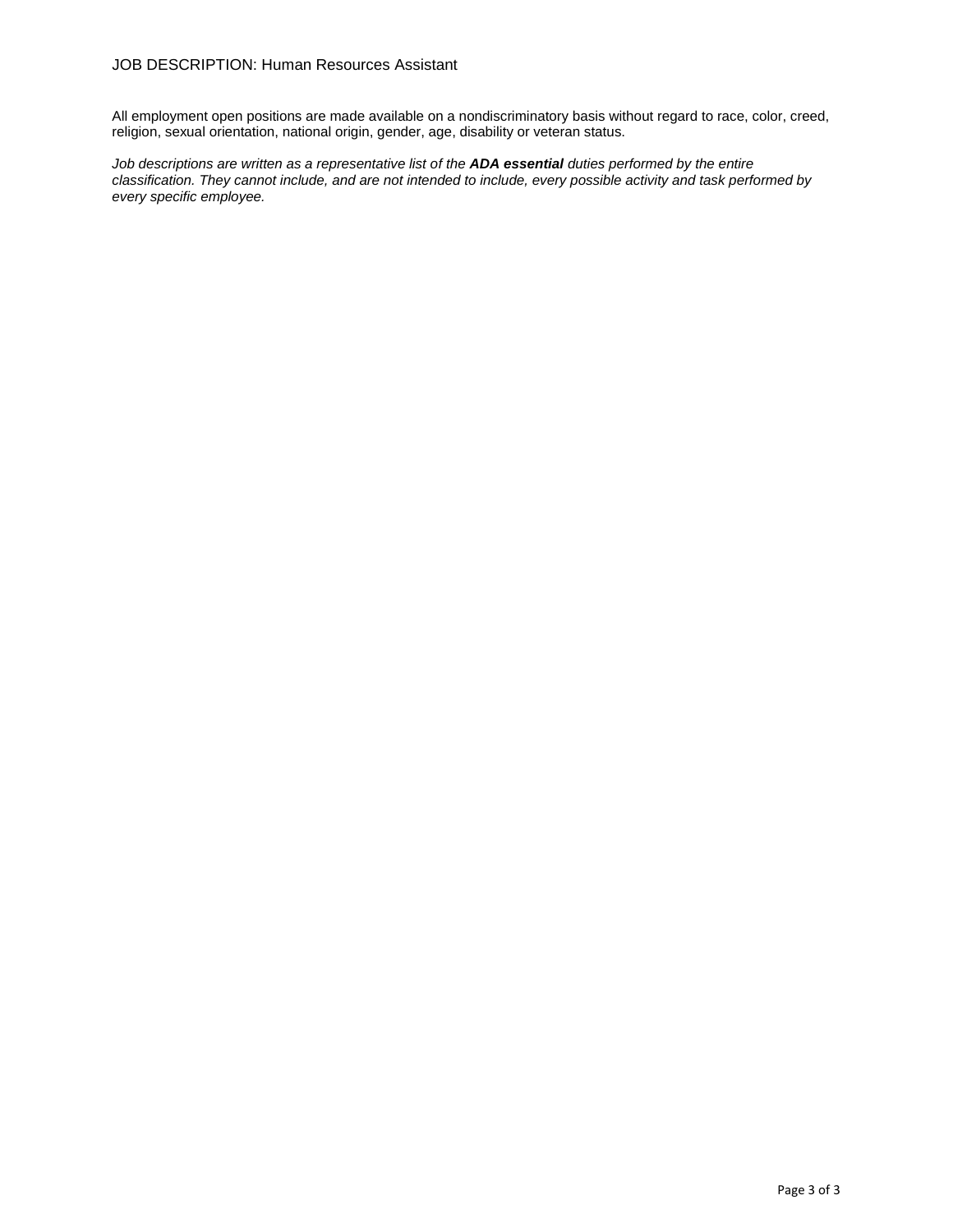All employment open positions are made available on a nondiscriminatory basis without regard to race, color, creed, religion, sexual orientation, national origin, gender, age, disability or veteran status.

*Job descriptions are written as a representative list of the* ***ADA essential*** *duties performed by the entire classification. They cannot include, and are not intended to include, every possible activity and task performed by every specific employee.*